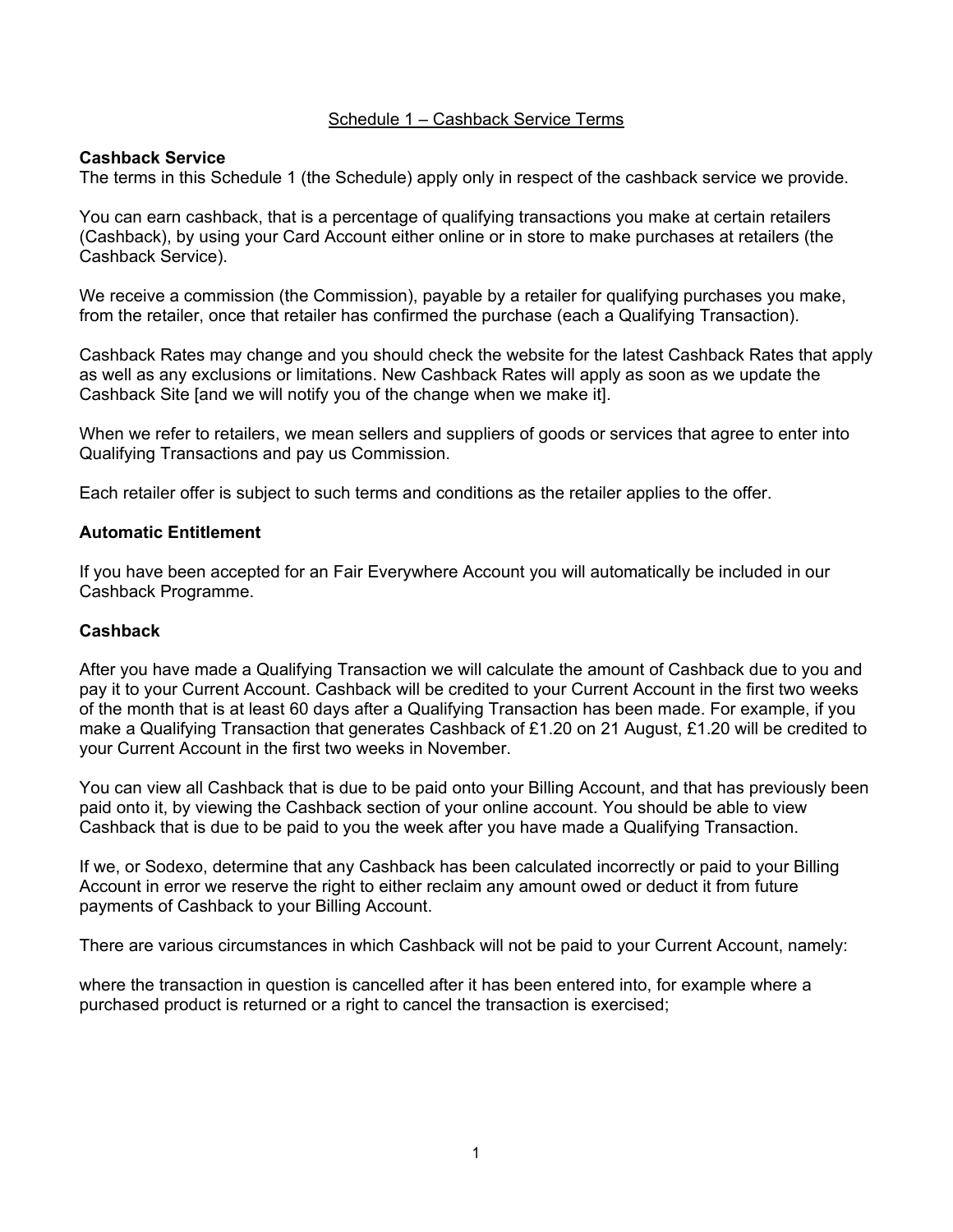## Schedule 1 – Cashback Service Terms

### Cashback Service

The terms in this Schedule 1 (the Schedule) apply only in respect of the cashback service we provide.

You can earn cashback, that is a percentage of qualifying transactions you make at certain retailers (Cashback), by using your Card Account either online or in store to make purchases at retailers (the Cashback Service).

We receive a commission (the Commission), payable by a retailer for qualifying purchases you make, from the retailer, once that retailer has confirmed the purchase (each a Qualifying Transaction).

Cashback Rates may change and you should check the website for the latest Cashback Rates that apply as well as any exclusions or limitations. New Cashback Rates will apply as soon as we update the Cashback Site [and we will notify you of the change when we make it].

When we refer to retailers, we mean sellers and suppliers of goods or services that agree to enter into Qualifying Transactions and pay us Commission.

Each retailer offer is subject to such terms and conditions as the retailer applies to the offer.

### Automatic Entitlement

If you have been accepted for an Fair Everywhere Account you will automatically be included in our Cashback Programme.

### Cashback

After you have made a Qualifying Transaction we will calculate the amount of Cashback due to you and pay it to your Current Account. Cashback will be credited to your Current Account in the first two weeks of the month that is at least 60 days after a Qualifying Transaction has been made. For example, if you make a Qualifying Transaction that generates Cashback of £1.20 on 21 August, £1.20 will be credited to your Current Account in the first two weeks in November.

You can view all Cashback that is due to be paid onto your Billing Account, and that has previously been paid onto it, by viewing the Cashback section of your online account. You should be able to view Cashback that is due to be paid to you the week after you have made a Qualifying Transaction.

If we, or Sodexo, determine that any Cashback has been calculated incorrectly or paid to your Billing Account in error we reserve the right to either reclaim any amount owed or deduct it from future payments of Cashback to your Billing Account.

There are various circumstances in which Cashback will not be paid to your Current Account, namely:

where the transaction in question is cancelled after it has been entered into, for example where a purchased product is returned or a right to cancel the transaction is exercised;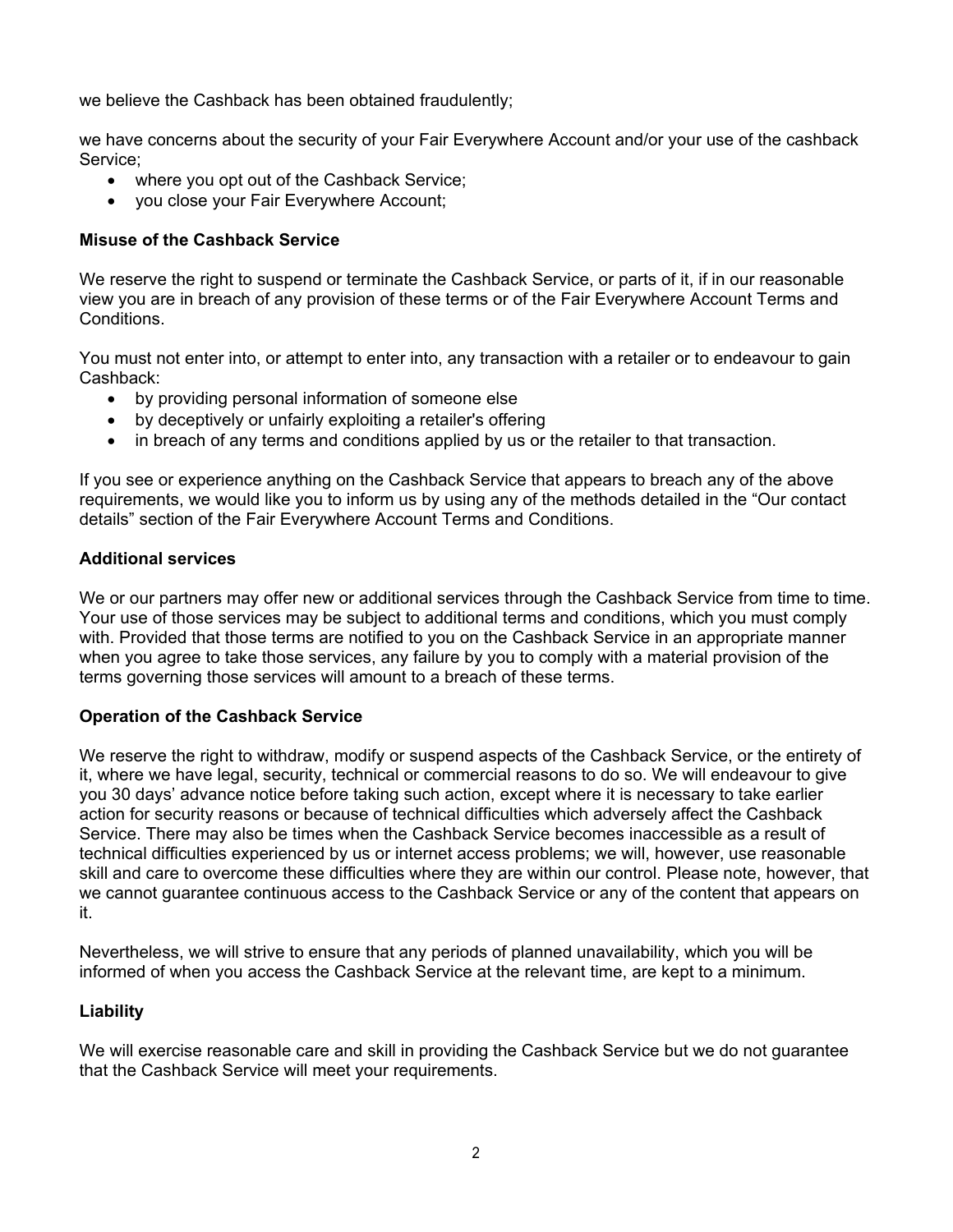we believe the Cashback has been obtained fraudulently;

we have concerns about the security of your Fair Everywhere Account and/or your use of the cashback Service;

- where you opt out of the Cashback Service;
- you close your Fair Everywhere Account;

**Misuse of the Cashback Service**

We reserve the right to suspend or terminate the Cashback Service, or parts of it, if in our reasonable view you are in breach of any provision of these terms or of the Fair Everywhere Account Terms and Conditions.

You must not enter into, or attempt to enter into, any transaction with a retailer or to endeavour to gain Cashback:

- by providing personal information of someone else
- by deceptively or unfairly exploiting a retailer's offering
- in breach of any terms and conditions applied by us or the retailer to that transaction.

If you see or experience anything on the Cashback Service that appears to breach any of the above requirements, we would like you to inform us by using any of the methods detailed in the "Our contact details" section of the Fair Everywhere Account Terms and Conditions.

**Additional services**

We or our partners may offer new or additional services through the Cashback Service from time to time. Your use of those services may be subject to additional terms and conditions, which you must comply with. Provided that those terms are notified to you on the Cashback Service in an appropriate manner when you agree to take those services, any failure by you to comply with a material provision of the terms governing those services will amount to a breach of these terms.

**Operation of the Cashback Service**

We reserve the right to withdraw, modify or suspend aspects of the Cashback Service, or the entirety of it, where we have legal, security, technical or commercial reasons to do so. We will endeavour to give you 30 days' advance notice before taking such action, except where it is necessary to take earlier action for security reasons or because of technical difficulties which adversely affect the Cashback Service. There may also be times when the Cashback Service becomes inaccessible as a result of technical difficulties experienced by us or internet access problems; we will, however, use reasonable skill and care to overcome these difficulties where they are within our control. Please note, however, that we cannot guarantee continuous access to the Cashback Service or any of the content that appears on it.

Nevertheless, we will strive to ensure that any periods of planned unavailability, which you will be informed of when you access the Cashback Service at the relevant time, are kept to a minimum.

**Liability**

We will exercise reasonable care and skill in providing the Cashback Service but we do not guarantee that the Cashback Service will meet your requirements.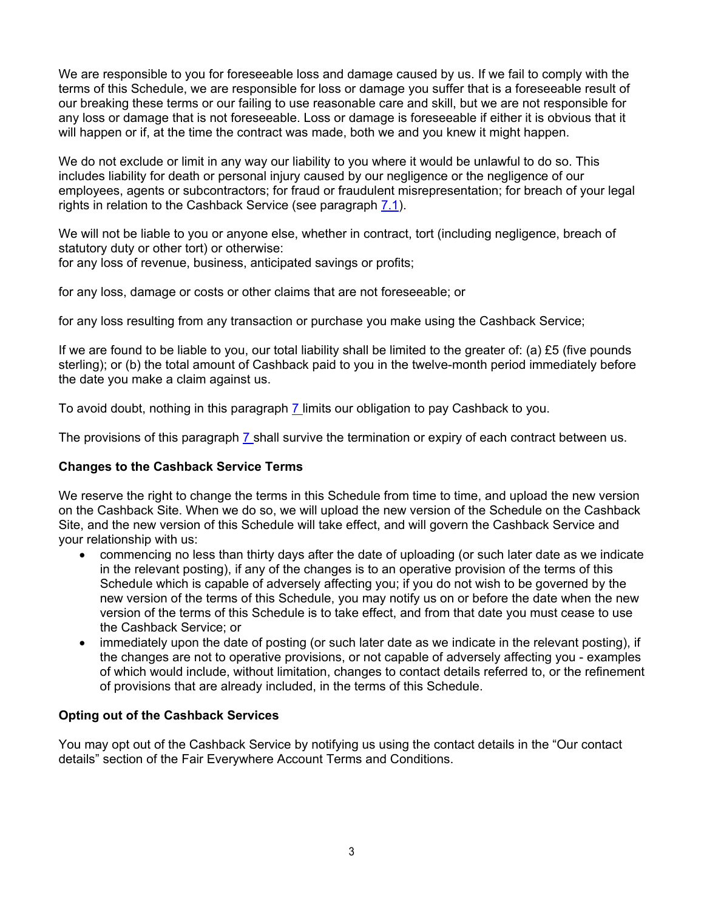We are responsible to you for foreseeable loss and damage caused by us. If we fail to comply with the terms of this Schedule, we are responsible for loss or damage you suffer that is a foreseeable result of our breaking these terms or our failing to use reasonable care and skill, but we are not responsible for any loss or damage that is not foreseeable. Loss or damage is foreseeable if either it is obvious that it will happen or if, at the time the contract was made, both we and you knew it might happen.

We do not exclude or limit in any way our liability to you where it would be unlawful to do so. This includes liability for death or personal injury caused by our negligence or the negligence of our employees, agents or subcontractors; for fraud or fraudulent misrepresentation; for breach of your legal rights in relation to the Cashback Service (see paragraph 7.1).

We will not be liable to you or anyone else, whether in contract, tort (including negligence, breach of statutory duty or other tort) or otherwise:
for any loss of revenue, business, anticipated savings or profits;

for any loss, damage or costs or other claims that are not foreseeable; or

for any loss resulting from any transaction or purchase you make using the Cashback Service;

If we are found to be liable to you, our total liability shall be limited to the greater of: (a) £5 (five pounds sterling); or (b) the total amount of Cashback paid to you in the twelve-month period immediately before the date you make a claim against us.

To avoid doubt, nothing in this paragraph 7 limits our obligation to pay Cashback to you.

The provisions of this paragraph 7 shall survive the termination or expiry of each contract between us.

**Changes to the Cashback Service Terms**

We reserve the right to change the terms in this Schedule from time to time, and upload the new version on the Cashback Site. When we do so, we will upload the new version of the Schedule on the Cashback Site, and the new version of this Schedule will take effect, and will govern the Cashback Service and your relationship with us:

- commencing no less than thirty days after the date of uploading (or such later date as we indicate in the relevant posting), if any of the changes is to an operative provision of the terms of this Schedule which is capable of adversely affecting you; if you do not wish to be governed by the new version of the terms of this Schedule, you may notify us on or before the date when the new version of the terms of this Schedule is to take effect, and from that date you must cease to use the Cashback Service; or
- immediately upon the date of posting (or such later date as we indicate in the relevant posting), if the changes are not to operative provisions, or not capable of adversely affecting you - examples of which would include, without limitation, changes to contact details referred to, or the refinement of provisions that are already included, in the terms of this Schedule.

**Opting out of the Cashback Services**

You may opt out of the Cashback Service by notifying us using the contact details in the "Our contact details" section of the Fair Everywhere Account Terms and Conditions.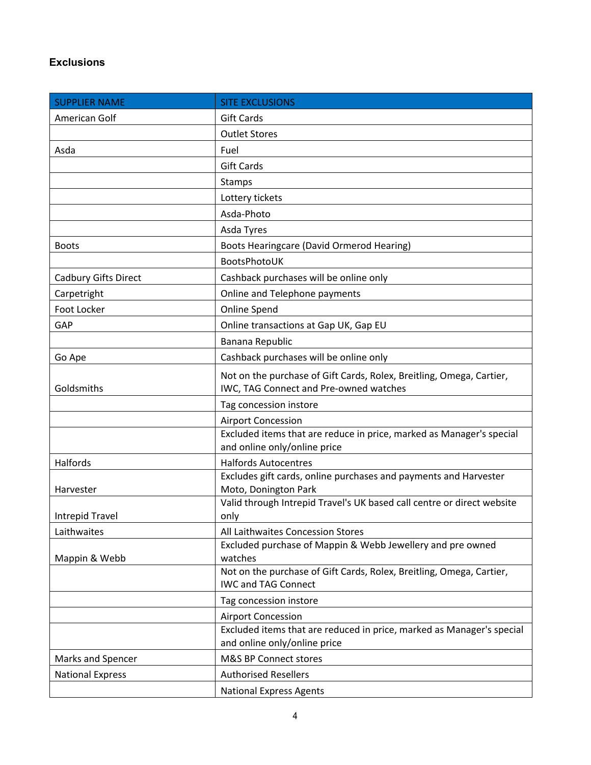### Exclusions

| SUPPLIER NAME | SITE EXCLUSIONS |
| --- | --- |
| American Golf | Gift Cards |
| | Outlet Stores |
| Asda | Fuel |
| | Gift Cards |
| | Stamps |
| | Lottery tickets |
| | Asda-Photo |
| | Asda Tyres |
| Boots | Boots Hearingcare (David Ormerod Hearing) |
| | BootsPhotoUK |
| Cadbury Gifts Direct | Cashback purchases will be online only |
| Carpetright | Online and Telephone payments |
| Foot Locker | Online Spend |
| GAP | Online transactions at Gap UK, Gap EU |
| | Banana Republic |
| Go Ape | Cashback purchases will be online only |
| Goldsmiths | Not on the purchase of Gift Cards, Rolex, Breitling, Omega, Cartier, IWC, TAG Connect and Pre-owned watches |
| | Tag concession instore |
| | Airport Concession |
| | Excluded items that are reduce in price, marked as Manager's special and online only/online price |
| Halfords | Halfords Autocentres |
| Harvester | Excludes gift cards, online purchases and payments and Harvester Moto, Donington Park |
| Intrepid Travel | Valid through Intrepid Travel's UK based call centre or direct website only |
| Laithwaites | All Laithwaites Concession Stores |
| Mappin & Webb | Excluded purchase of Mappin & Webb Jewellery and pre owned watches |
| | Not on the purchase of Gift Cards, Rolex, Breitling, Omega, Cartier, IWC and TAG Connect |
| | Tag concession instore |
| | Airport Concession |
| | Excluded items that are reduced in price, marked as Manager's special and online only/online price |
| Marks and Spencer | M&S BP Connect stores |
| National Express | Authorised Resellers |
| | National Express Agents |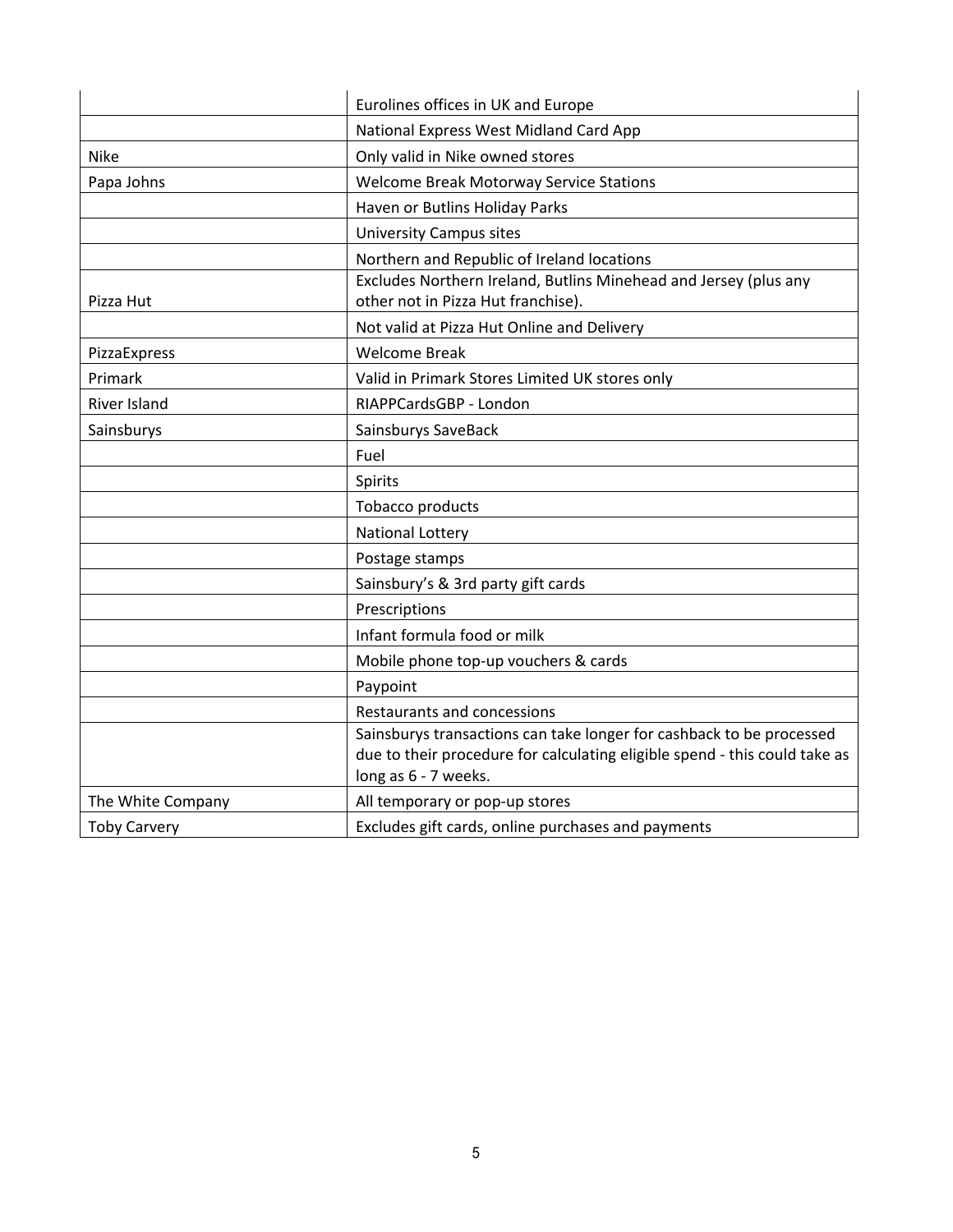| | |
|---|---|
| | Eurolines offices in UK and Europe |
| | National Express West Midland Card App |
| Nike | Only valid in Nike owned stores |
| Papa Johns | Welcome Break Motorway Service Stations |
| | Haven or Butlins Holiday Parks |
| | University Campus sites |
| | Northern and Republic of Ireland locations |
| Pizza Hut | Excludes Northern Ireland, Butlins Minehead and Jersey (plus any other not in Pizza Hut franchise). |
| | Not valid at Pizza Hut Online and Delivery |
| PizzaExpress | Welcome Break |
| Primark | Valid in Primark Stores Limited UK stores only |
| River Island | RIAPPCardsGBP - London |
| Sainsburys | Sainsburys SaveBack |
| | Fuel |
| | Spirits |
| | Tobacco products |
| | National Lottery |
| | Postage stamps |
| | Sainsbury's & 3rd party gift cards |
| | Prescriptions |
| | Infant formula food or milk |
| | Mobile phone top-up vouchers & cards |
| | Paypoint |
| | Restaurants and concessions |
| | Sainsburys transactions can take longer for cashback to be processed due to their procedure for calculating eligible spend - this could take as long as 6 - 7 weeks. |
| The White Company | All temporary or pop-up stores |
| Toby Carvery | Excludes gift cards, online purchases and payments |